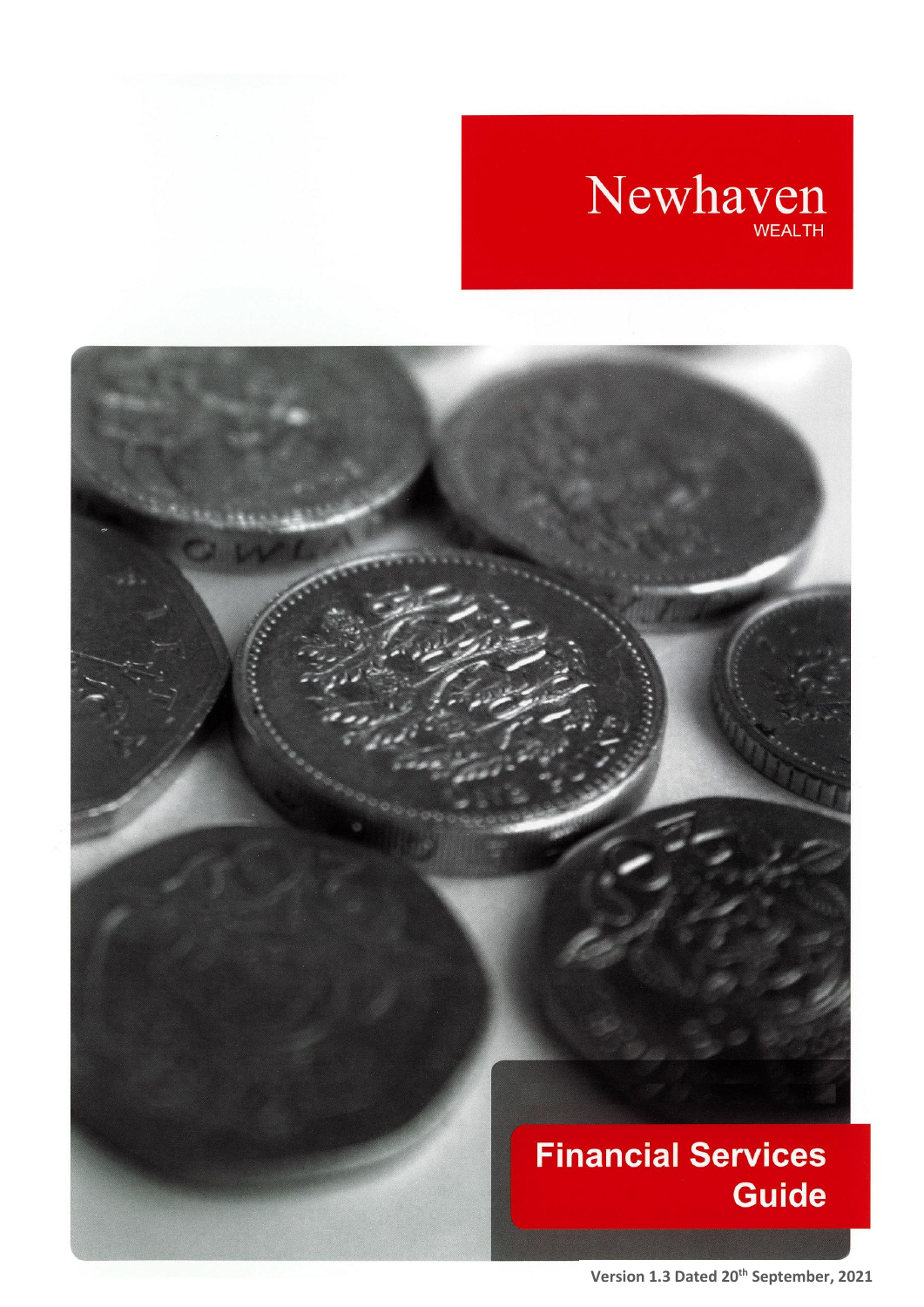# Newhaven
WEALTH

## Financial Services Guide

Version 1.3 Dated 20th September, 2021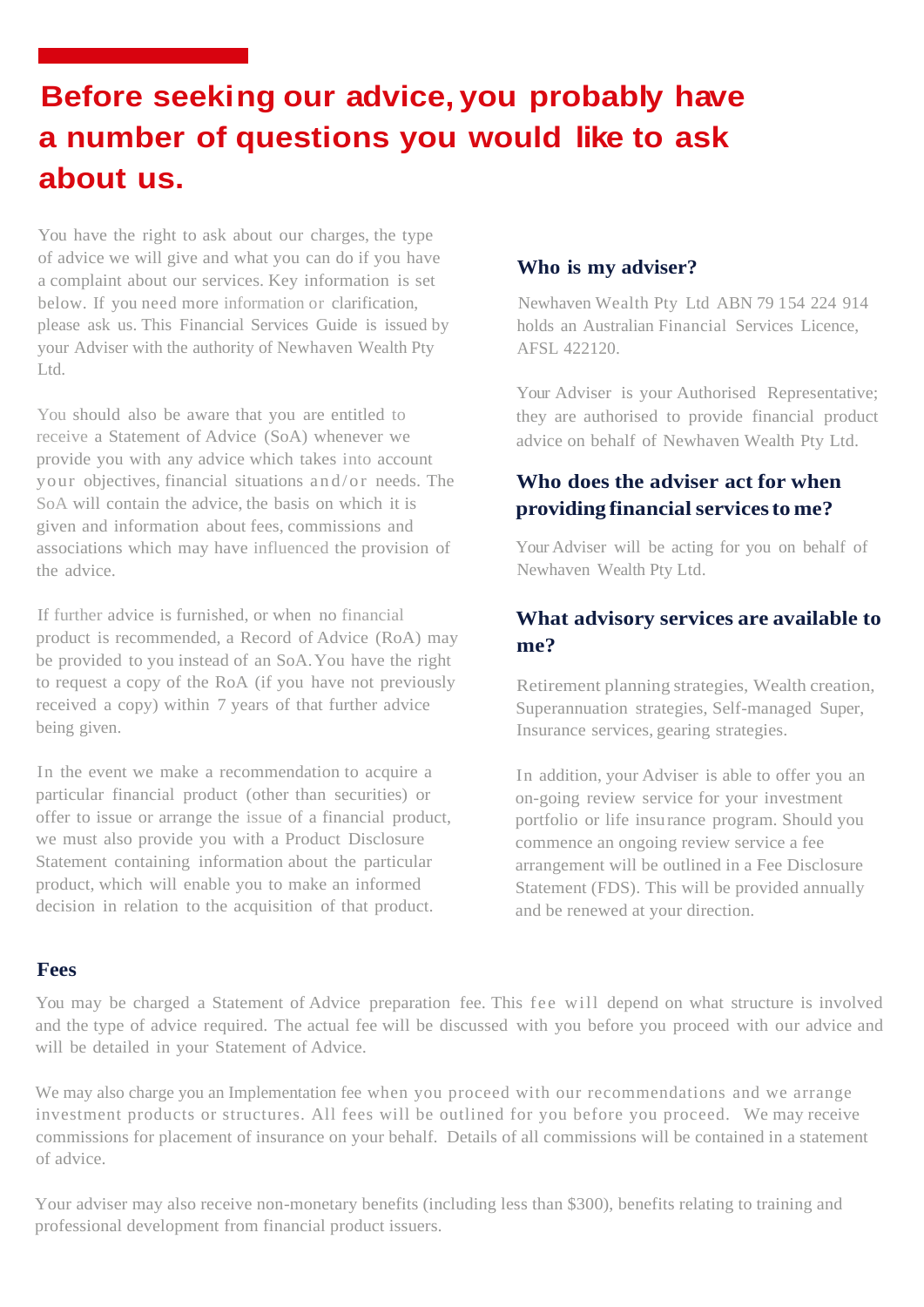# Before seeking our advice, you probably have a number of questions you would like to ask about us.

You have the right to ask about our charges, the type of advice we will give and what you can do if you have a complaint about our services. Key information is set below. If you need more information or clarification, please ask us. This Financial Services Guide is issued by your Adviser with the authority of Newhaven Wealth Pty Ltd.

You should also be aware that you are entitled to receive a Statement of Advice (SoA) whenever we provide you with any advice which takes into account your objectives, financial situations and/or needs. The SoA will contain the advice, the basis on which it is given and information about fees, commissions and associations which may have influenced the provision of the advice.

If further advice is furnished, or when no financial product is recommended, a Record of Advice (RoA) may be provided to you instead of an SoA. You have the right to request a copy of the RoA (if you have not previously received a copy) within 7 years of that further advice being given.

In the event we make a recommendation to acquire a particular financial product (other than securities) or offer to issue or arrange the issue of a financial product, we must also provide you with a Product Disclosure Statement containing information about the particular product, which will enable you to make an informed decision in relation to the acquisition of that product.

### Who is my adviser?

Newhaven Wealth Pty Ltd ABN 79 154 224 914 holds an Australian Financial Services Licence, AFSL 422120.

Your Adviser is your Authorised Representative; they are authorised to provide financial product advice on behalf of Newhaven Wealth Pty Ltd.

### Who does the adviser act for when providing financial services to me?

Your Adviser will be acting for you on behalf of Newhaven Wealth Pty Ltd.

### What advisory services are available to me?

Retirement planning strategies, Wealth creation, Superannuation strategies, Self-managed Super, Insurance services, gearing strategies.

In addition, your Adviser is able to offer you an on-going review service for your investment portfolio or life insurance program. Should you commence an ongoing review service a fee arrangement will be outlined in a Fee Disclosure Statement (FDS). This will be provided annually and be renewed at your direction.

### Fees

You may be charged a Statement of Advice preparation fee. This fee will depend on what structure is involved and the type of advice required. The actual fee will be discussed with you before you proceed with our advice and will be detailed in your Statement of Advice.

We may also charge you an Implementation fee when you proceed with our recommendations and we arrange investment products or structures. All fees will be outlined for you before you proceed. We may receive commissions for placement of insurance on your behalf. Details of all commissions will be contained in a statement of advice.

Your adviser may also receive non-monetary benefits (including less than $300), benefits relating to training and professional development from financial product issuers.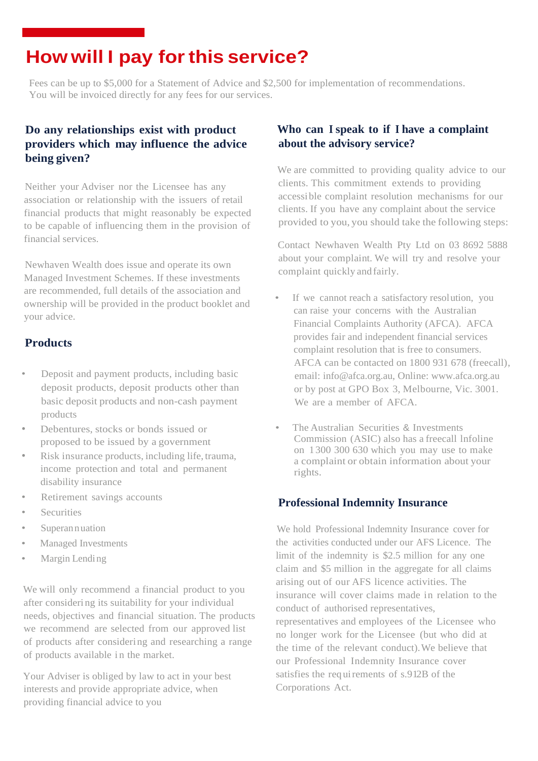# How will I pay for this service?

Fees can be up to $5,000 for a Statement of Advice and $2,500 for implementation of recommendations. You will be invoiced directly for any fees for our services.

### Do any relationships exist with product providers which may influence the advice being given?

Neither your Adviser nor the Licensee has any association or relationship with the issuers of retail financial products that might reasonably be expected to be capable of influencing them in the provision of financial services.

Newhaven Wealth does issue and operate its own Managed Investment Schemes. If these investments are recommended, full details of the association and ownership will be provided in the product booklet and your advice.

### Products

- Deposit and payment products, including basic deposit products, deposit products other than basic deposit products and non-cash payment products
- Debentures, stocks or bonds issued or proposed to be issued by a government
- Risk insurance products, including life, trauma, income protection and total and permanent disability insurance
- Retirement savings accounts
- Securities
- Superannuation
- Managed Investments
- Margin Lending

We will only recommend a financial product to you after considering its suitability for your individual needs, objectives and financial situation. The products we recommend are selected from our approved list of products after considering and researching a range of products available in the market.

Your Adviser is obliged by law to act in your best interests and provide appropriate advice, when providing financial advice to you

### Who can I speak to if I have a complaint about the advisory service?

We are committed to providing quality advice to our clients. This commitment extends to providing accessible complaint resolution mechanisms for our clients. If you have any complaint about the service provided to you, you should take the following steps:

Contact Newhaven Wealth Pty Ltd on 03 8692 5888 about your complaint. We will try and resolve your complaint quickly and fairly.

- If we cannot reach a satisfactory resolution, you can raise your concerns with the Australian Financial Complaints Authority (AFCA). AFCA provides fair and independent financial services complaint resolution that is free to consumers. AFCA can be contacted on 1800 931 678 (freecall), email: info@afca.org.au, Online: www.afca.org.au or by post at GPO Box 3, Melbourne, Vic. 3001. We are a member of AFCA.
- The Australian Securities & Investments Commission (ASIC) also has a freecall Infoline on 1300 300 630 which you may use to make a complaint or obtain information about your rights.

### Professional Indemnity Insurance

We hold Professional Indemnity Insurance cover for the activities conducted under our AFS Licence. The limit of the indemnity is $2.5 million for any one claim and $5 million in the aggregate for all claims arising out of our AFS licence activities. The insurance will cover claims made in relation to the conduct of authorised representatives, representatives and employees of the Licensee who no longer work for the Licensee (but who did at the time of the relevant conduct). We believe that our Professional Indemnity Insurance cover satisfies the requirements of s.912B of the Corporations Act.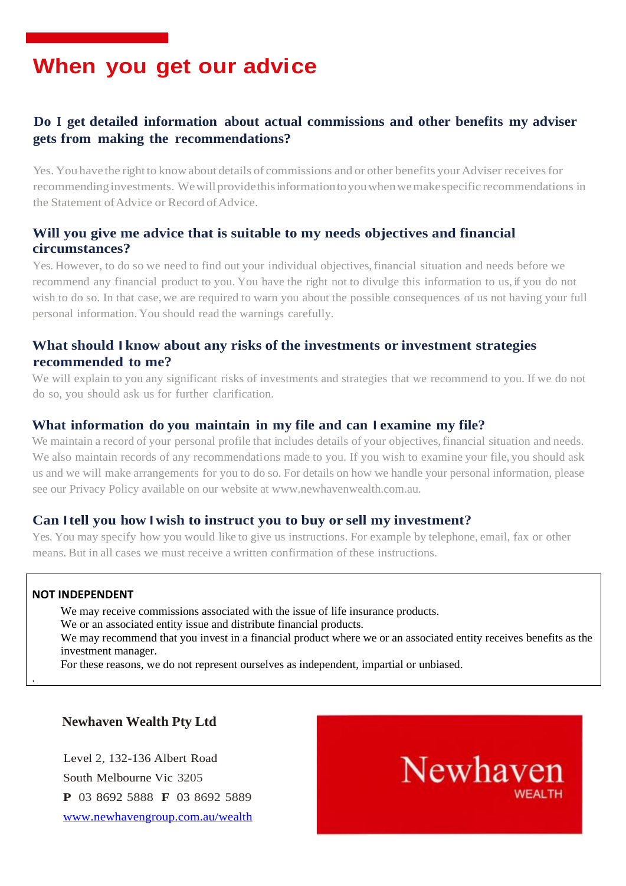# When you get our advice

### Do I get detailed information about actual commissions and other benefits my adviser gets from making the recommendations?

Yes. You have the right to know about details of commissions and or other benefits your Adviser receives for recommending investments. We will provide this information to you when we make specific recommendations in the Statement of Advice or Record of Advice.

### Will you give me advice that is suitable to my needs objectives and financial circumstances?

Yes. However, to do so we need to find out your individual objectives, financial situation and needs before we recommend any financial product to you. You have the right not to divulge this information to us, if you do not wish to do so. In that case, we are required to warn you about the possible consequences of us not having your full personal information. You should read the warnings carefully.

### What should I know about any risks of the investments or investment strategies recommended to me?

We will explain to you any significant risks of investments and strategies that we recommend to you. If we do not do so, you should ask us for further clarification.

### What information do you maintain in my file and can I examine my file?

We maintain a record of your personal profile that includes details of your objectives, financial situation and needs. We also maintain records of any recommendations made to you. If you wish to examine your file, you should ask us and we will make arrangements for you to do so. For details on how we handle your personal information, please see our Privacy Policy available on our website at www.newhavenwealth.com.au.

### Can I tell you how I wish to instruct you to buy or sell my investment?

Yes. You may specify how you would like to give us instructions. For example by telephone, email, fax or other means. But in all cases we must receive a written confirmation of these instructions.

**NOT INDEPENDENT**

We may receive commissions associated with the issue of life insurance products.
We or an associated entity issue and distribute financial products.
We may recommend that you invest in a financial product where we or an associated entity receives benefits as the investment manager.
For these reasons, we do not represent ourselves as independent, impartial or unbiased.

**Newhaven Wealth Pty Ltd**

Level 2, 132-136 Albert Road
South Melbourne Vic 3205
**P** 03 8692 5888 **F** 03 8692 5889
www.newhavengroup.com.au/wealth

Newhaven
WEALTH